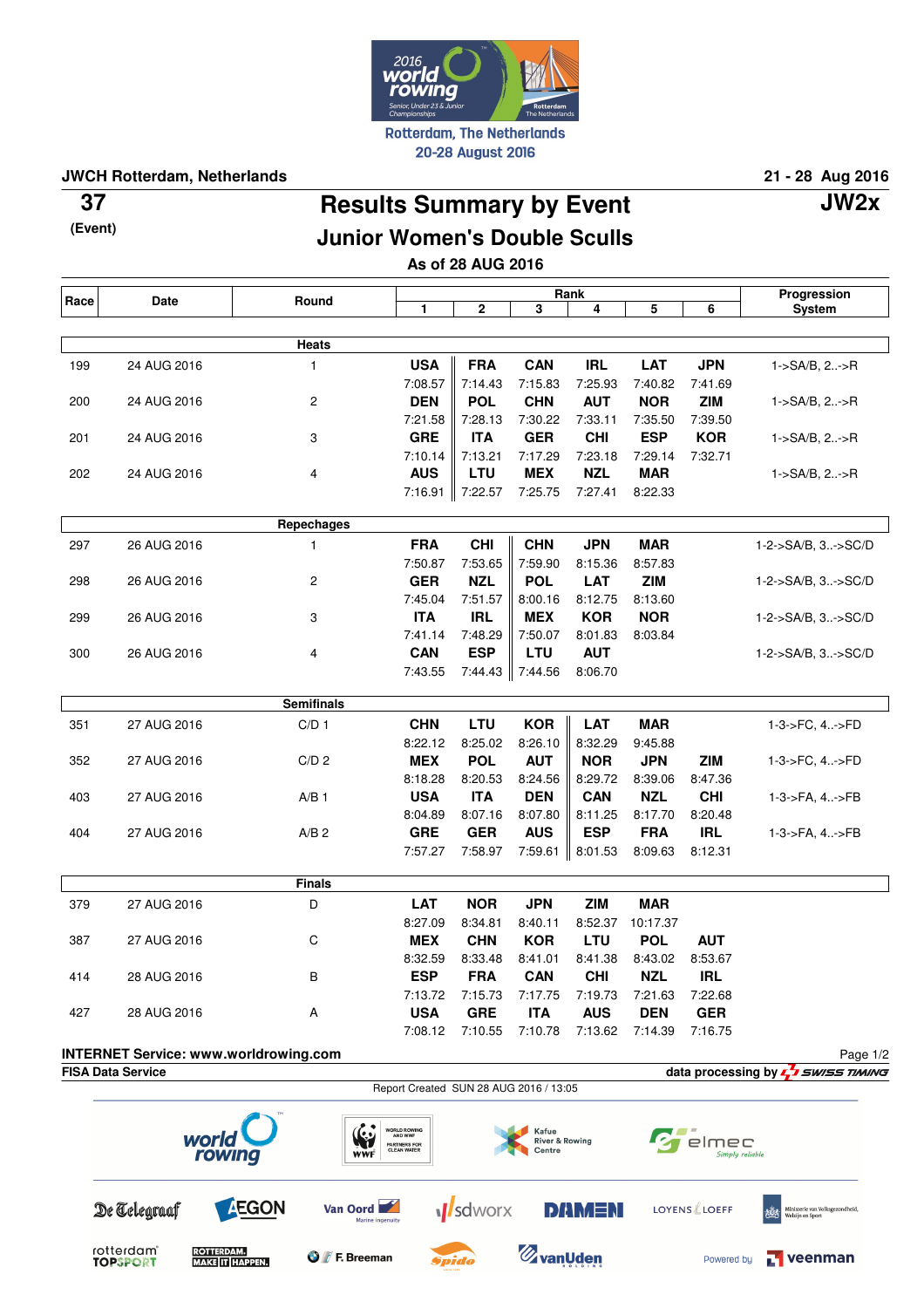Rotterdam, The Netherlands
20-28 August 2016

**JWCH Rotterdam, Netherlands** — **21 - 28 Aug 2016**

**37** (Event)

# Results Summary by Event

**JW2x**

## Junior Women's Double Sculls

**As of 28 AUG 2016**

| Race | Date | Round | Rank 1 | 2 | 3 | 4 | 5 | 6 | Progression System |
|---|---|---|---|---|---|---|---|---|---|
| | | **Heats** | | | | | | | |
| 199 | 24 AUG 2016 | 1 | USA 7:08.57 | FRA 7:14.43 | CAN 7:15.83 | IRL 7:25.93 | LAT 7:40.82 | JPN 7:41.69 | 1->SA/B, 2..->R |
| 200 | 24 AUG 2016 | 2 | DEN 7:21.58 | POL 7:28.13 | CHN 7:30.22 | AUT 7:33.11 | NOR 7:35.50 | ZIM 7:39.50 | 1->SA/B, 2..->R |
| 201 | 24 AUG 2016 | 3 | GRE 7:10.14 | ITA 7:13.21 | GER 7:17.29 | CHI 7:23.18 | ESP 7:29.14 | KOR 7:32.71 | 1->SA/B, 2..->R |
| 202 | 24 AUG 2016 | 4 | AUS 7:16.91 | LTU 7:22.57 | MEX 7:25.75 | NZL 7:27.41 | MAR 8:22.33 | | 1->SA/B, 2..->R |
| | | **Repechages** | | | | | | | |
| 297 | 26 AUG 2016 | 1 | FRA 7:50.87 | CHI 7:53.65 | CHN 7:59.90 | JPN 8:15.36 | MAR 8:57.83 | | 1-2->SA/B, 3..->SC/D |
| 298 | 26 AUG 2016 | 2 | GER 7:45.04 | NZL 7:51.57 | POL 8:00.16 | LAT 8:12.75 | ZIM 8:13.60 | | 1-2->SA/B, 3..->SC/D |
| 299 | 26 AUG 2016 | 3 | ITA 7:41.14 | IRL 7:48.29 | MEX 7:50.07 | KOR 8:01.83 | NOR 8:03.84 | | 1-2->SA/B, 3..->SC/D |
| 300 | 26 AUG 2016 | 4 | CAN 7:43.55 | ESP 7:44.43 | LTU 7:44.56 | AUT 8:06.70 | | | 1-2->SA/B, 3..->SC/D |
| | | **Semifinals** | | | | | | | |
| 351 | 27 AUG 2016 | C/D 1 | CHN 8:22.12 | LTU 8:25.02 | KOR 8:26.10 | LAT 8:32.29 | MAR 9:45.88 | | 1-3->FC, 4..->FD |
| 352 | 27 AUG 2016 | C/D 2 | MEX 8:18.28 | POL 8:20.53 | AUT 8:24.56 | NOR 8:29.72 | JPN 8:39.06 | ZIM 8:47.36 | 1-3->FC, 4..->FD |
| 403 | 27 AUG 2016 | A/B 1 | USA 8:04.89 | ITA 8:07.16 | DEN 8:07.80 | CAN 8:11.25 | NZL 8:17.70 | CHI 8:20.48 | 1-3->FA, 4..->FB |
| 404 | 27 AUG 2016 | A/B 2 | GRE 7:57.27 | GER 7:58.97 | AUS 7:59.61 | ESP 8:01.53 | FRA 8:09.63 | IRL 8:12.31 | 1-3->FA, 4..->FB |
| | | **Finals** | | | | | | | |
| 379 | 27 AUG 2016 | D | LAT 8:27.09 | NOR 8:34.81 | JPN 8:40.11 | ZIM 8:52.37 | MAR 10:17.37 | | |
| 387 | 27 AUG 2016 | C | MEX 8:32.59 | CHN 8:33.48 | KOR 8:41.01 | LTU 8:41.38 | POL 8:43.02 | AUT 8:53.67 | |
| 414 | 28 AUG 2016 | B | ESP 7:13.72 | FRA 7:15.73 | CAN 7:17.75 | CHI 7:19.73 | NZL 7:21.63 | IRL 7:22.68 | |
| 427 | 28 AUG 2016 | A | USA 7:08.12 | GRE 7:10.55 | ITA 7:10.78 | AUS 7:13.62 | DEN 7:14.39 | GER 7:16.75 | |

**INTERNET Service: www.worldrowing.com**

**FISA Data Service** — data processing by SWISS TIMING

Report Created SUN 28 AUG 2016 / 13:05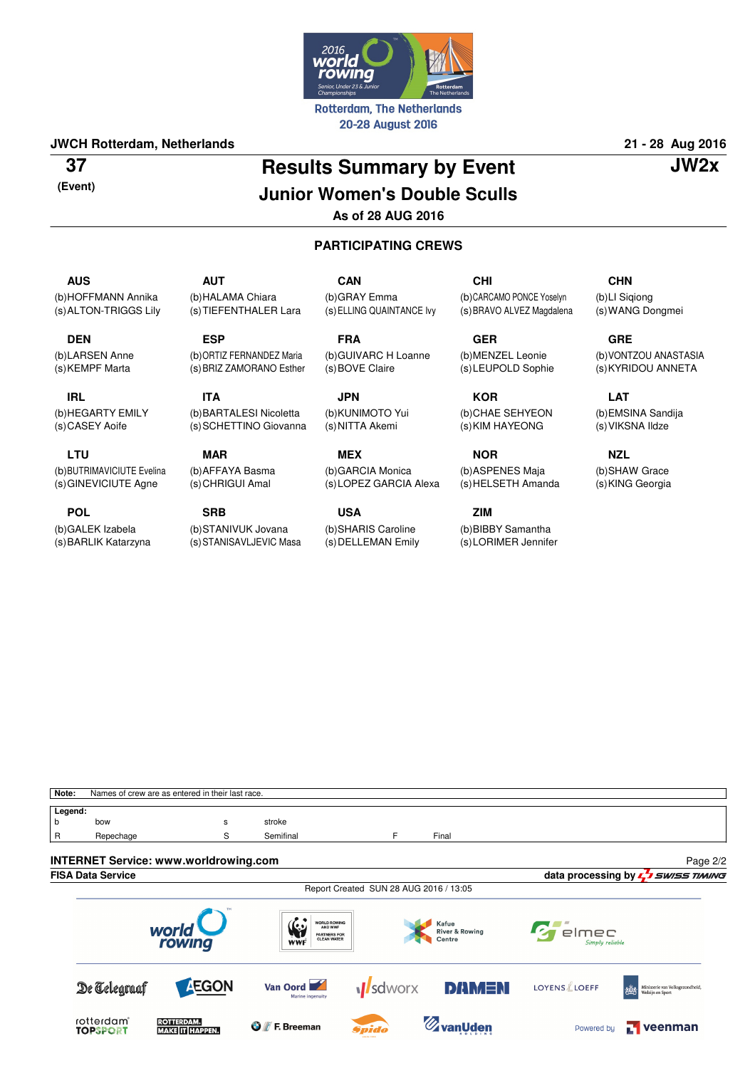**JWCH Rotterdam, Netherlands** **21 - 28 Aug 2016**

**37** (Event)

# Results Summary by Event

**JW2x**

## Junior Women's Double Sculls

**As of 28 AUG 2016**

### PARTICIPATING CREWS

**AUS**
(b)HOFFMANN Annika
(s)ALTON-TRIGGS Lily

**AUT**
(b)HALAMA Chiara
(s)TIEFENTHALER Lara

**CAN**
(b)GRAY Emma
(s)ELLING QUAINTANCE Ivy

**CHI**
(b)CARCAMO PONCE Yoselyn
(s)BRAVO ALVEZ Magdalena

**CHN**
(b)LI Siqiong
(s)WANG Dongmei

**DEN**
(b)LARSEN Anne
(s)KEMPF Marta

**ESP**
(b)ORTIZ FERNANDEZ Maria
(s)BRIZ ZAMORANO Esther

**FRA**
(b)GUIVARC H Loanne
(s)BOVE Claire

**GER**
(b)MENZEL Leonie
(s)LEUPOLD Sophie

**GRE**
(b)VONTZOU ANASTASIA
(s)KYRIDOU ANNETA

**IRL**
(b)HEGARTY EMILY
(s)CASEY Aoife

**ITA**
(b)BARTALESI Nicoletta
(s)SCHETTINO Giovanna

**JPN**
(b)KUNIMOTO Yui
(s)NITTA Akemi

**KOR**
(b)CHAE SEHYEON
(s)KIM HAYEONG

**LAT**
(b)EMSINA Sandija
(s)VIKSNA Ildze

**LTU**
(b)BUTRIMAVICIUTE Evelina
(s)GINEVICIUTE Agne

**MAR**
(b)AFFAYA Basma
(s)CHRIGUI Amal

**MEX**
(b)GARCIA Monica
(s)LOPEZ GARCIA Alexa

**NOR**
(b)ASPENES Maja
(s)HELSETH Amanda

**NZL**
(b)SHAW Grace
(s)KING Georgia

**POL**
(b)GALEK Izabela
(s)BARLIK Katarzyna

**SRB**
(b)STANIVUK Jovana
(s)STANISAVLJEVIC Masa

**USA**
(b)SHARIS Caroline
(s)DELLEMAN Emily

**ZIM**
(b)BIBBY Samantha
(s)LORIMER Jennifer

**Note:** Names of crew are as entered in their last race.

**Legend:**

| | | | | | |
|---|---|---|---|---|---|
| b | bow | s | stroke | | |
| R | Repechage | S | Semifinal | F | Final |

**INTERNET Service: www.worldrowing.com**

**FISA Data Service** **data processing by SWISS TIMING**

Report Created SUN 28 AUG 2016 / 13:05